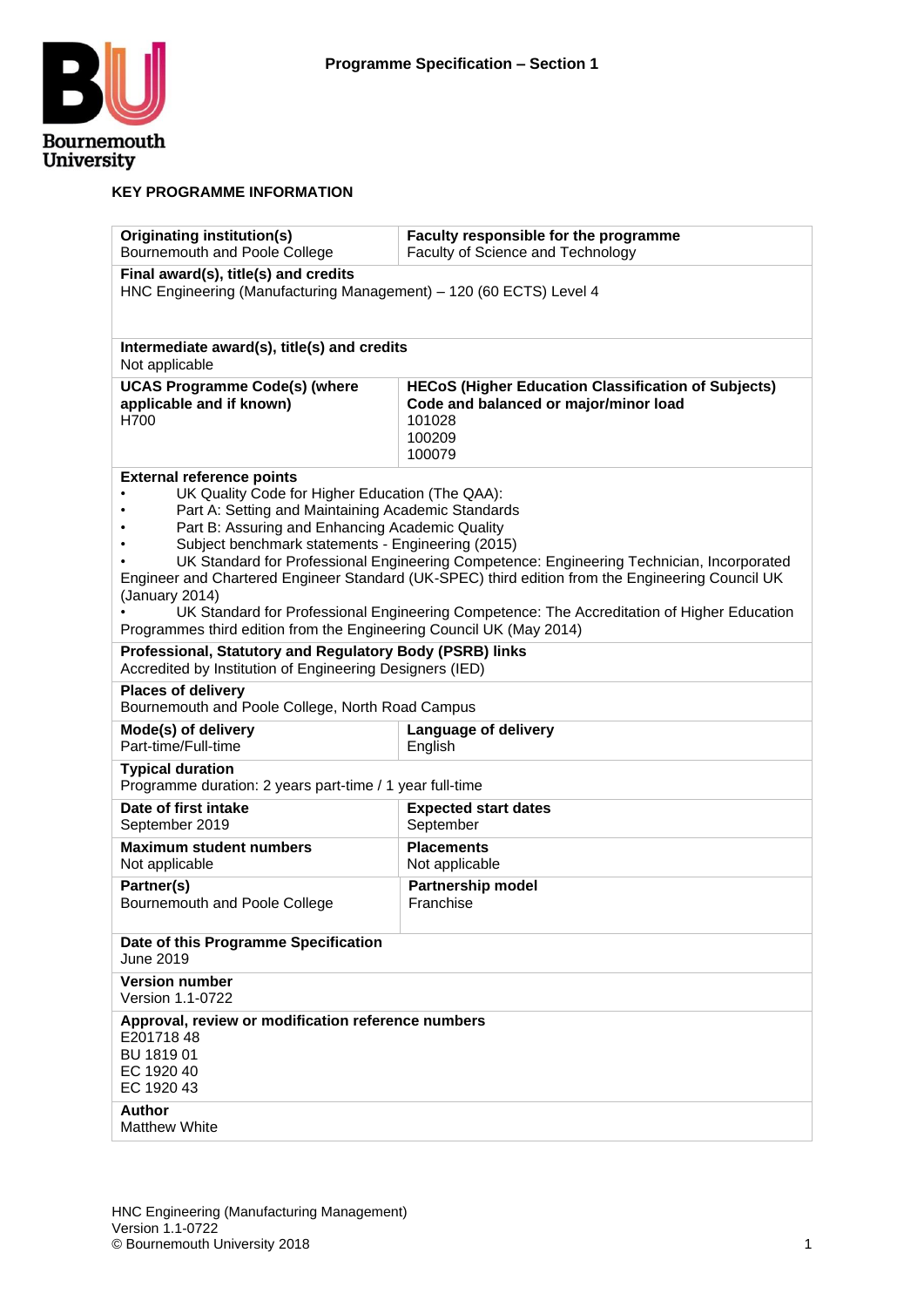# Programme Specification – Section 1

## KEY PROGRAMME INFORMATION

| **Originating institution(s)**<br>Bournemouth and Poole College | **Faculty responsible for the programme**<br>Faculty of Science and Technology |
|---|---|
| **Final award(s), title(s) and credits**<br>HNC Engineering (Manufacturing Management) – 120 (60 ECTS) Level 4 | |
| **Intermediate award(s), title(s) and credits**<br>Not applicable | |
| **UCAS Programme Code(s) (where applicable and if known)**<br>H700 | **HECoS (Higher Education Classification of Subjects) Code and balanced or major/minor load**<br>101028<br>100209<br>100079 |
| **External reference points**<br>• UK Quality Code for Higher Education (The QAA):<br>• Part A: Setting and Maintaining Academic Standards<br>• Part B: Assuring and Enhancing Academic Quality<br>• Subject benchmark statements - Engineering (2015)<br>• UK Standard for Professional Engineering Competence: Engineering Technician, Incorporated Engineer and Chartered Engineer Standard (UK-SPEC) third edition from the Engineering Council UK (January 2014)<br>• UK Standard for Professional Engineering Competence: The Accreditation of Higher Education Programmes third edition from the Engineering Council UK (May 2014) | |
| **Professional, Statutory and Regulatory Body (PSRB) links**<br>Accredited by Institution of Engineering Designers (IED) | |
| **Places of delivery**<br>Bournemouth and Poole College, North Road Campus | |
| **Mode(s) of delivery**<br>Part-time/Full-time | **Language of delivery**<br>English |
| **Typical duration**<br>Programme duration: 2 years part-time / 1 year full-time | |
| **Date of first intake**<br>September 2019 | **Expected start dates**<br>September |
| **Maximum student numbers**<br>Not applicable | **Placements**<br>Not applicable |
| **Partner(s)**<br>Bournemouth and Poole College | **Partnership model**<br>Franchise |
| **Date of this Programme Specification**<br>June 2019 | |
| **Version number**<br>Version 1.1-0722 | |
| **Approval, review or modification reference numbers**<br>E201718 48<br>BU 1819 01<br>EC 1920 40<br>EC 1920 43 | |
| **Author**<br>Matthew White | |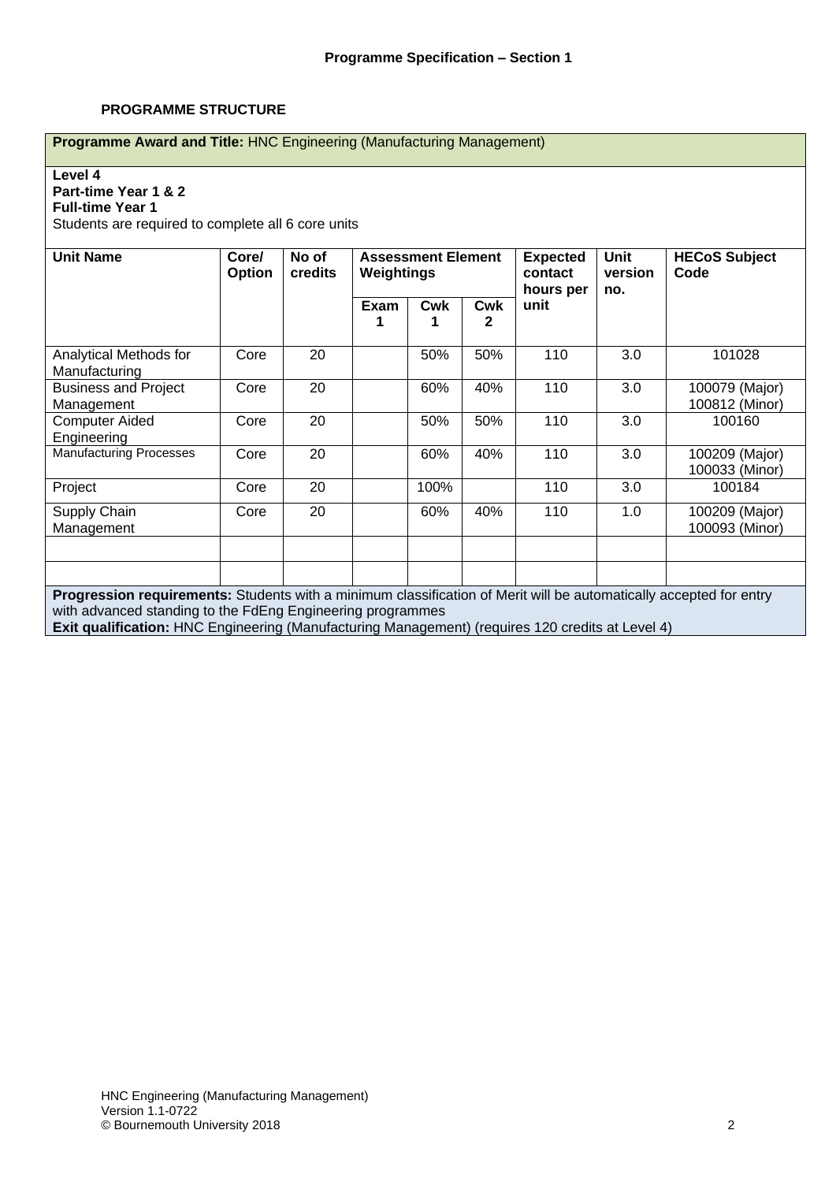**Programme Specification – Section 1**

**PROGRAMME STRUCTURE**

**Programme Award and Title:** HNC Engineering (Manufacturing Management)

**Level 4**
**Part-time Year 1 & 2**
**Full-time Year 1**
Students are required to complete all 6 core units

| Unit Name | Core/ Option | No of credits | Assessment Element Weightings | | | Expected contact hours per unit | Unit version no. | HECoS Subject Code |
|---|---|---|---|---|---|---|---|---|
| | | | Exam 1 | Cwk 1 | Cwk 2 | | | |
| Analytical Methods for Manufacturing | Core | 20 | | 50% | 50% | 110 | 3.0 | 101028 |
| Business and Project Management | Core | 20 | | 60% | 40% | 110 | 3.0 | 100079 (Major) 100812 (Minor) |
| Computer Aided Engineering | Core | 20 | | 50% | 50% | 110 | 3.0 | 100160 |
| Manufacturing Processes | Core | 20 | | 60% | 40% | 110 | 3.0 | 100209 (Major) 100033 (Minor) |
| Project | Core | 20 | | 100% | | 110 | 3.0 | 100184 |
| Supply Chain Management | Core | 20 | | 60% | 40% | 110 | 1.0 | 100209 (Major) 100093 (Minor) |
| | | | | | | | | |
| | | | | | | | | |

**Progression requirements:** Students with a minimum classification of Merit will be automatically accepted for entry with advanced standing to the FdEng Engineering programmes
**Exit qualification:** HNC Engineering (Manufacturing Management) (requires 120 credits at Level 4)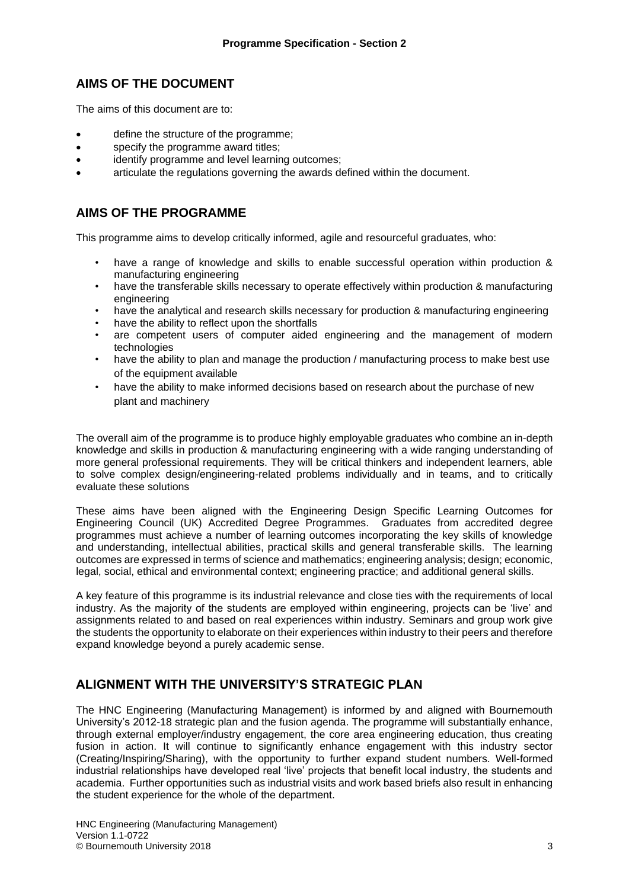## AIMS OF THE DOCUMENT

The aims of this document are to:

- define the structure of the programme;
- specify the programme award titles;
- identify programme and level learning outcomes;
- articulate the regulations governing the awards defined within the document.

## AIMS OF THE PROGRAMME

This programme aims to develop critically informed, agile and resourceful graduates, who:

- have a range of knowledge and skills to enable successful operation within production & manufacturing engineering
- have the transferable skills necessary to operate effectively within production & manufacturing engineering
- have the analytical and research skills necessary for production & manufacturing engineering
- have the ability to reflect upon the shortfalls
- are competent users of computer aided engineering and the management of modern technologies
- have the ability to plan and manage the production / manufacturing process to make best use of the equipment available
- have the ability to make informed decisions based on research about the purchase of new plant and machinery

The overall aim of the programme is to produce highly employable graduates who combine an in-depth knowledge and skills in production & manufacturing engineering with a wide ranging understanding of more general professional requirements. They will be critical thinkers and independent learners, able to solve complex design/engineering-related problems individually and in teams, and to critically evaluate these solutions

These aims have been aligned with the Engineering Design Specific Learning Outcomes for Engineering Council (UK) Accredited Degree Programmes. Graduates from accredited degree programmes must achieve a number of learning outcomes incorporating the key skills of knowledge and understanding, intellectual abilities, practical skills and general transferable skills. The learning outcomes are expressed in terms of science and mathematics; engineering analysis; design; economic, legal, social, ethical and environmental context; engineering practice; and additional general skills.

A key feature of this programme is its industrial relevance and close ties with the requirements of local industry. As the majority of the students are employed within engineering, projects can be 'live' and assignments related to and based on real experiences within industry. Seminars and group work give the students the opportunity to elaborate on their experiences within industry to their peers and therefore expand knowledge beyond a purely academic sense.

## ALIGNMENT WITH THE UNIVERSITY'S STRATEGIC PLAN

The HNC Engineering (Manufacturing Management) is informed by and aligned with Bournemouth University's 2012-18 strategic plan and the fusion agenda. The programme will substantially enhance, through external employer/industry engagement, the core area engineering education, thus creating fusion in action. It will continue to significantly enhance engagement with this industry sector (Creating/Inspiring/Sharing), with the opportunity to further expand student numbers. Well-formed industrial relationships have developed real 'live' projects that benefit local industry, the students and academia. Further opportunities such as industrial visits and work based briefs also result in enhancing the student experience for the whole of the department.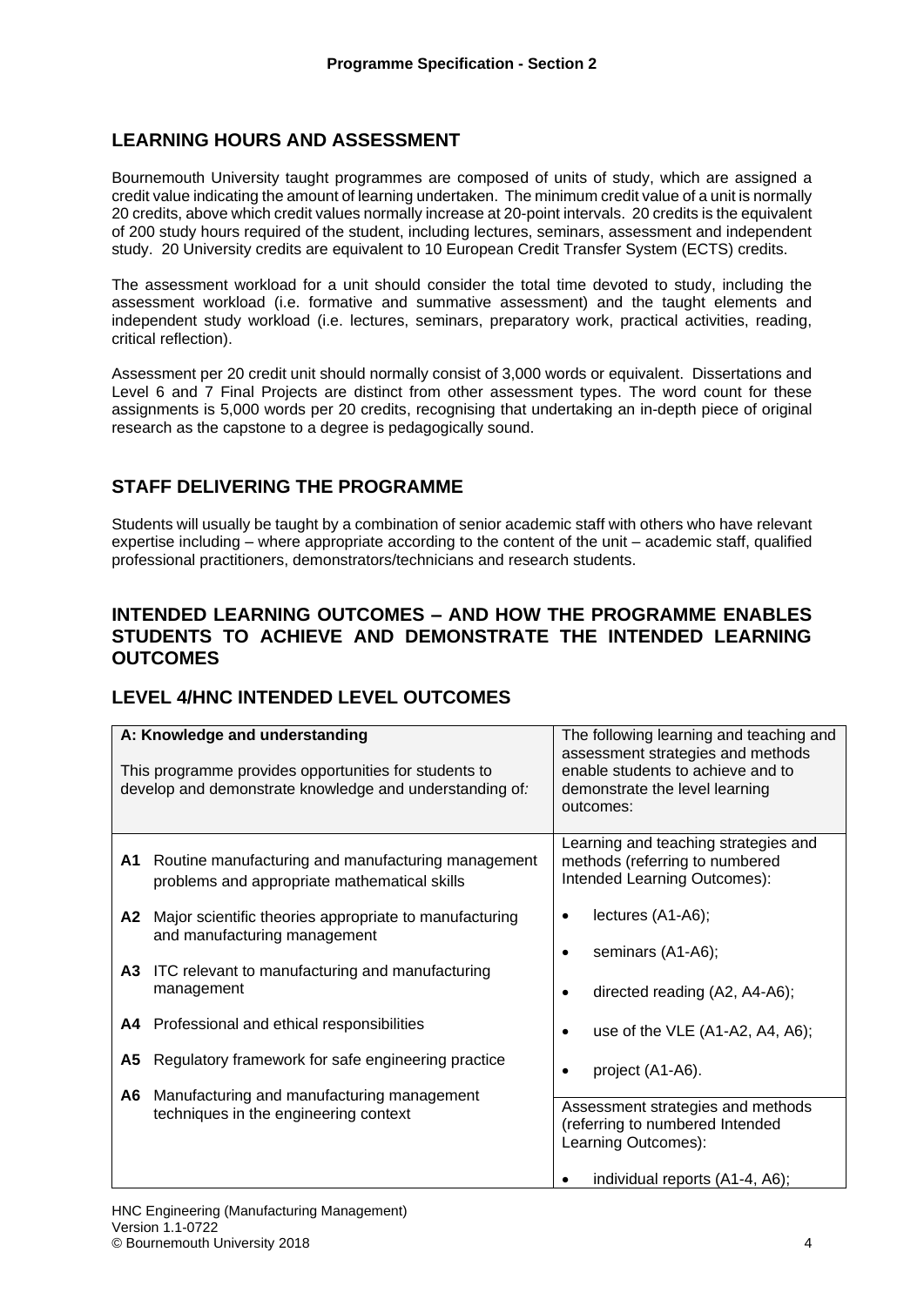## LEARNING HOURS AND ASSESSMENT

Bournemouth University taught programmes are composed of units of study, which are assigned a credit value indicating the amount of learning undertaken. The minimum credit value of a unit is normally 20 credits, above which credit values normally increase at 20-point intervals. 20 credits is the equivalent of 200 study hours required of the student, including lectures, seminars, assessment and independent study. 20 University credits are equivalent to 10 European Credit Transfer System (ECTS) credits.

The assessment workload for a unit should consider the total time devoted to study, including the assessment workload (i.e. formative and summative assessment) and the taught elements and independent study workload (i.e. lectures, seminars, preparatory work, practical activities, reading, critical reflection).

Assessment per 20 credit unit should normally consist of 3,000 words or equivalent. Dissertations and Level 6 and 7 Final Projects are distinct from other assessment types. The word count for these assignments is 5,000 words per 20 credits, recognising that undertaking an in-depth piece of original research as the capstone to a degree is pedagogically sound.

## STAFF DELIVERING THE PROGRAMME

Students will usually be taught by a combination of senior academic staff with others who have relevant expertise including – where appropriate according to the content of the unit – academic staff, qualified professional practitioners, demonstrators/technicians and research students.

## INTENDED LEARNING OUTCOMES – AND HOW THE PROGRAMME ENABLES STUDENTS TO ACHIEVE AND DEMONSTRATE THE INTENDED LEARNING OUTCOMES

## LEVEL 4/HNC INTENDED LEVEL OUTCOMES

| **A: Knowledge and understanding**<br><br>This programme provides opportunities for students to develop and demonstrate knowledge and understanding of: | The following learning and teaching and assessment strategies and methods enable students to achieve and to demonstrate the level learning outcomes: |
|---|---|
| **A1** Routine manufacturing and manufacturing management problems and appropriate mathematical skills<br><br>**A2** Major scientific theories appropriate to manufacturing and manufacturing management<br><br>**A3** ITC relevant to manufacturing and manufacturing management<br><br>**A4** Professional and ethical responsibilities<br><br>**A5** Regulatory framework for safe engineering practice<br><br>**A6** Manufacturing and manufacturing management techniques in the engineering context | Learning and teaching strategies and methods (referring to numbered Intended Learning Outcomes):<br><br>• lectures (A1-A6);<br>• seminars (A1-A6);<br>• directed reading (A2, A4-A6);<br>• use of the VLE (A1-A2, A4, A6);<br>• project (A1-A6).<br><br>Assessment strategies and methods (referring to numbered Intended Learning Outcomes):<br><br>• individual reports (A1-4, A6); |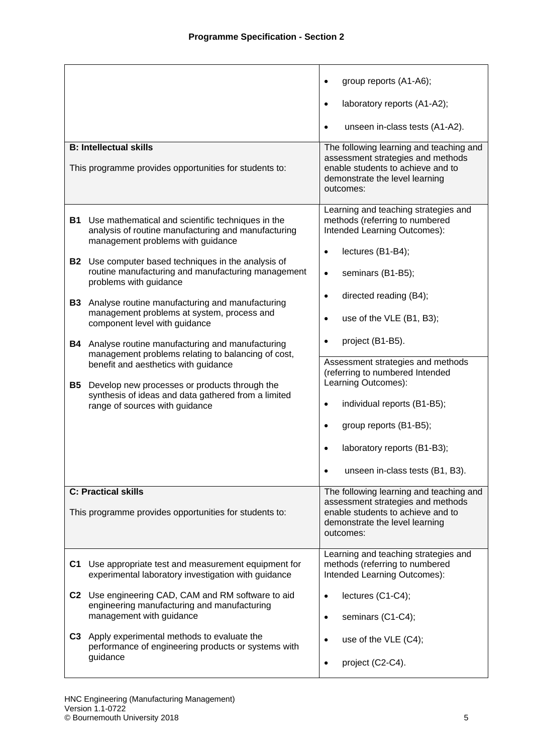## Programme Specification - Section 2

| | |
|---|---|
| | • group reports (A1-A6);<br>• laboratory reports (A1-A2);<br>• unseen in-class tests (A1-A2). |
| **B: Intellectual skills**<br><br>This programme provides opportunities for students to: | The following learning and teaching and assessment strategies and methods enable students to achieve and to demonstrate the level learning outcomes: |
| **B1** Use mathematical and scientific techniques in the analysis of routine manufacturing and manufacturing management problems with guidance<br><br>**B2** Use computer based techniques in the analysis of routine manufacturing and manufacturing management problems with guidance<br><br>**B3** Analyse routine manufacturing and manufacturing management problems at system, process and component level with guidance<br><br>**B4** Analyse routine manufacturing and manufacturing management problems relating to balancing of cost, benefit and aesthetics with guidance<br><br>**B5** Develop new processes or products through the synthesis of ideas and data gathered from a limited range of sources with guidance | Learning and teaching strategies and methods (referring to numbered Intended Learning Outcomes):<br>• lectures (B1-B4);<br>• seminars (B1-B5);<br>• directed reading (B4);<br>• use of the VLE (B1, B3);<br>• project (B1-B5).<br><br>Assessment strategies and methods (referring to numbered Intended Learning Outcomes):<br>• individual reports (B1-B5);<br>• group reports (B1-B5);<br>• laboratory reports (B1-B3);<br>• unseen in-class tests (B1, B3). |
| **C: Practical skills**<br><br>This programme provides opportunities for students to: | The following learning and teaching and assessment strategies and methods enable students to achieve and to demonstrate the level learning outcomes: |
| **C1** Use appropriate test and measurement equipment for experimental laboratory investigation with guidance<br><br>**C2** Use engineering CAD, CAM and RM software to aid engineering manufacturing and manufacturing management with guidance<br><br>**C3** Apply experimental methods to evaluate the performance of engineering products or systems with guidance | Learning and teaching strategies and methods (referring to numbered Intended Learning Outcomes):<br>• lectures (C1-C4);<br>• seminars (C1-C4);<br>• use of the VLE (C4);<br>• project (C2-C4). |

HNC Engineering (Manufacturing Management)
Version 1.1-0722
© Bournemouth University 2018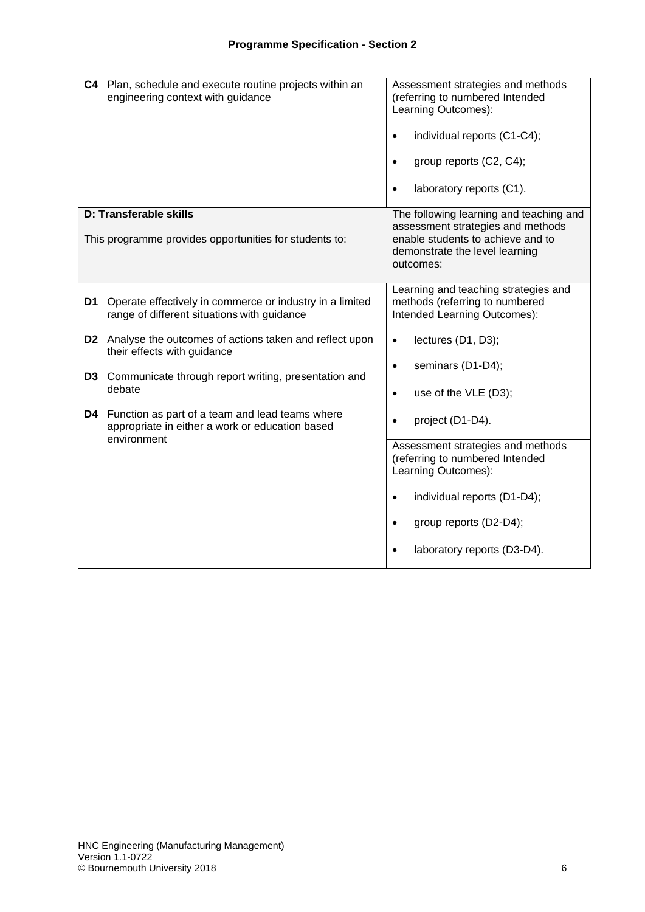## Programme Specification - Section 2

| | |
|---|---|
| **C4** Plan, schedule and execute routine projects within an engineering context with guidance | Assessment strategies and methods (referring to numbered Intended Learning Outcomes):<br><br>• individual reports (C1-C4);<br>• group reports (C2, C4);<br>• laboratory reports (C1). |
| **D: Transferable skills**<br><br>This programme provides opportunities for students to: | The following learning and teaching and assessment strategies and methods enable students to achieve and to demonstrate the level learning outcomes: |
| **D1** Operate effectively in commerce or industry in a limited range of different situations with guidance<br><br>**D2** Analyse the outcomes of actions taken and reflect upon their effects with guidance<br><br>**D3** Communicate through report writing, presentation and debate<br><br>**D4** Function as part of a team and lead teams where appropriate in either a work or education based environment | Learning and teaching strategies and methods (referring to numbered Intended Learning Outcomes):<br><br>• lectures (D1, D3);<br>• seminars (D1-D4);<br>• use of the VLE (D3);<br>• project (D1-D4). |
| | Assessment strategies and methods (referring to numbered Intended Learning Outcomes):<br><br>• individual reports (D1-D4);<br>• group reports (D2-D4);<br>• laboratory reports (D3-D4). |

HNC Engineering (Manufacturing Management)
Version 1.1-0722
© Bournemouth University 2018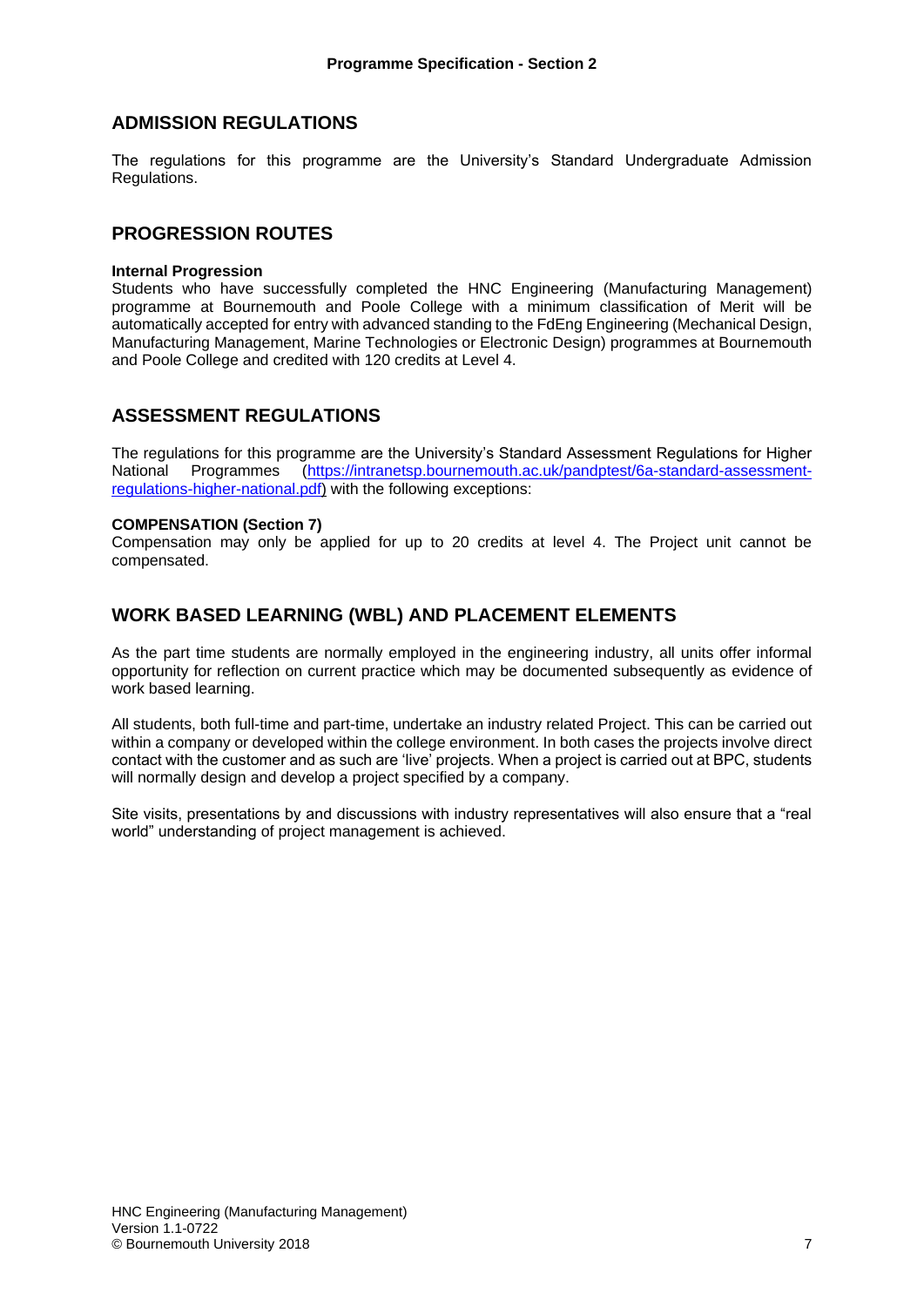## ADMISSION REGULATIONS

The regulations for this programme are the University's Standard Undergraduate Admission Regulations.

## PROGRESSION ROUTES

**Internal Progression**

Students who have successfully completed the HNC Engineering (Manufacturing Management) programme at Bournemouth and Poole College with a minimum classification of Merit will be automatically accepted for entry with advanced standing to the FdEng Engineering (Mechanical Design, Manufacturing Management, Marine Technologies or Electronic Design) programmes at Bournemouth and Poole College and credited with 120 credits at Level 4.

## ASSESSMENT REGULATIONS

The regulations for this programme are the University's Standard Assessment Regulations for Higher National Programmes (https://intranetsp.bournemouth.ac.uk/pandptest/6a-standard-assessment-regulations-higher-national.pdf) with the following exceptions:

**COMPENSATION (Section 7)**

Compensation may only be applied for up to 20 credits at level 4. The Project unit cannot be compensated.

## WORK BASED LEARNING (WBL) AND PLACEMENT ELEMENTS

As the part time students are normally employed in the engineering industry, all units offer informal opportunity for reflection on current practice which may be documented subsequently as evidence of work based learning.

All students, both full-time and part-time, undertake an industry related Project. This can be carried out within a company or developed within the college environment. In both cases the projects involve direct contact with the customer and as such are 'live' projects. When a project is carried out at BPC, students will normally design and develop a project specified by a company.

Site visits, presentations by and discussions with industry representatives will also ensure that a "real world" understanding of project management is achieved.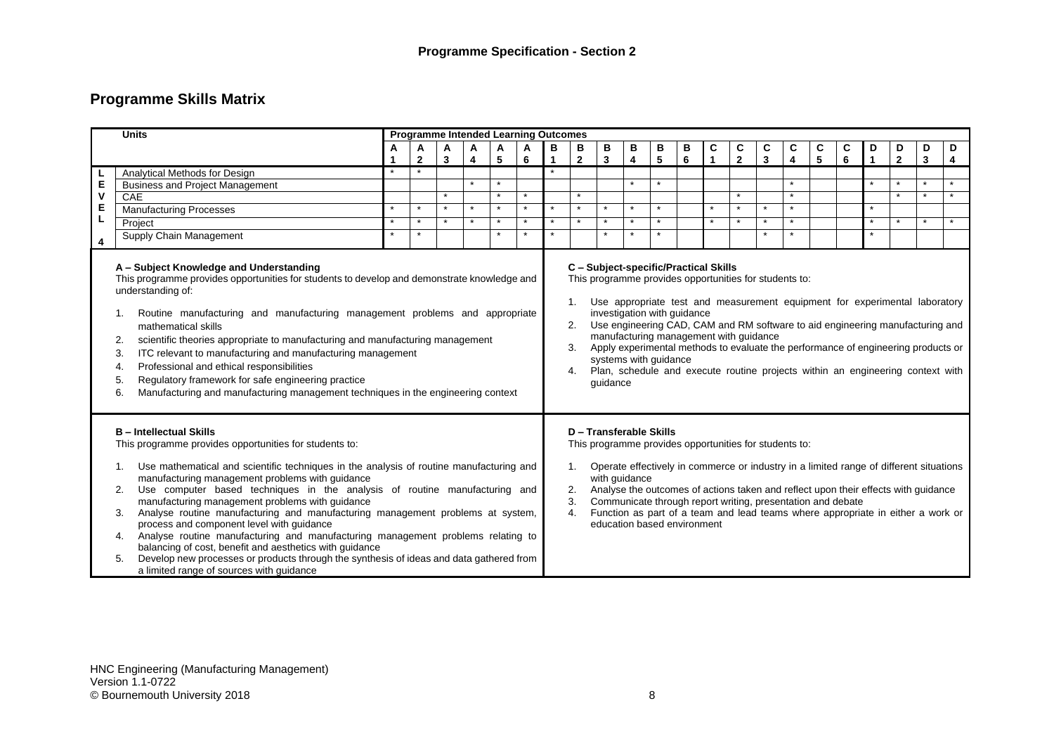## Programme Skills Matrix

| | Units | Programme Intended Learning Outcomes | | | | | | | | | | | | | | | | | | | | | |
|---|---|---|---|---|---|---|---|---|---|---|---|---|---|---|---|---|---|---|---|---|---|---|---|
| | | A 1 | A 2 | A 3 | A 4 | A 5 | A 6 | B 1 | B 2 | B 3 | B 4 | B 5 | B 6 | C 1 | C 2 | C 3 | C 4 | C 5 | C 6 | D 1 | D 2 | D 3 | D 4 |
| LEVEL 4 | Analytical Methods for Design | * | * | | | | | * | | | | | | | | | | | | | | | |
| | Business and Project Management | | | | * | * | | | | | * | * | | | | | * | | | * | * | * | * |
| | CAE | | | * | | * | * | | * | | | | | | * | | * | | | | * | * | * |
| | Manufacturing Processes | * | * | * | * | * | * | * | * | * | * | * | | * | * | * | * | | | * | | | |
| | Project | * | * | * | * | * | * | * | * | * | * | * | | * | * | * | * | | | * | * | * | * |
| | Supply Chain Management | * | * | | | * | * | * | | * | * | * | | | | * | * | | | * | | | |

**A – Subject Knowledge and Understanding**
This programme provides opportunities for students to develop and demonstrate knowledge and understanding of:

1. Routine manufacturing and manufacturing management problems and appropriate mathematical skills
2. scientific theories appropriate to manufacturing and manufacturing management
3. ITC relevant to manufacturing and manufacturing management
4. Professional and ethical responsibilities
5. Regulatory framework for safe engineering practice
6. Manufacturing and manufacturing management techniques in the engineering context

**C – Subject-specific/Practical Skills**
This programme provides opportunities for students to:

1. Use appropriate test and measurement equipment for experimental laboratory investigation with guidance
2. Use engineering CAD, CAM and RM software to aid engineering manufacturing and manufacturing management with guidance
3. Apply experimental methods to evaluate the performance of engineering products or systems with guidance
4. Plan, schedule and execute routine projects within an engineering context with guidance

**B – Intellectual Skills**
This programme provides opportunities for students to:

1. Use mathematical and scientific techniques in the analysis of routine manufacturing and manufacturing management problems with guidance
2. Use computer based techniques in the analysis of routine manufacturing and manufacturing management problems with guidance
3. Analyse routine manufacturing and manufacturing management problems at system, process and component level with guidance
4. Analyse routine manufacturing and manufacturing management problems relating to balancing of cost, benefit and aesthetics with guidance
5. Develop new processes or products through the synthesis of ideas and data gathered from a limited range of sources with guidance

**D – Transferable Skills**
This programme provides opportunities for students to:

1. Operate effectively in commerce or industry in a limited range of different situations with guidance
2. Analyse the outcomes of actions taken and reflect upon their effects with guidance
3. Communicate through report writing, presentation and debate
4. Function as part of a team and lead teams where appropriate in either a work or education based environment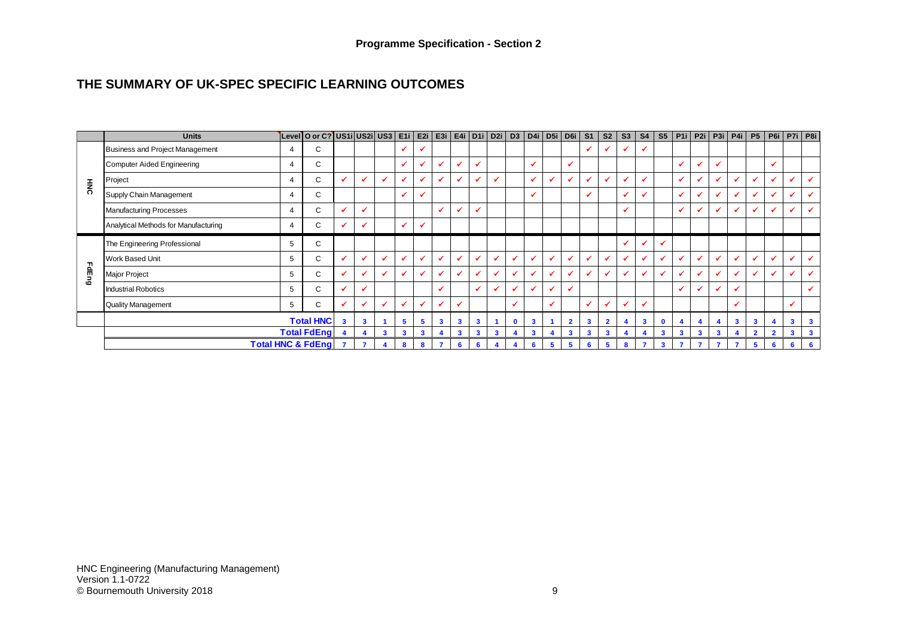# THE SUMMARY OF UK-SPEC SPECIFIC LEARNING OUTCOMES

| | Units | Level | O or C? | US1i | US2i | US3 | E1i | E2i | E3i | E4i | D1i | D2i | D3 | D4i | D5i | D6i | S1 | S2 | S3 | S4 | S5 | P1i | P2i | P3i | P4i | P5 | P6i | P7i | P8i |
|---|---|---|---|---|---|---|---|---|---|---|---|---|---|---|---|---|---|---|---|---|---|---|---|---|---|---|---|---|---|
| HNC | Business and Project Management | 4 | C | | | | ✓ | ✓ | | | | | | | | | ✓ | ✓ | ✓ | ✓ | | | | | | | | | |
| | Computer Aided Engineering | 4 | C | | | | ✓ | ✓ | ✓ | ✓ | ✓ | | | ✓ | | ✓ | | | | | | ✓ | ✓ | ✓ | | | ✓ | | |
| | Project | 4 | C | ✓ | ✓ | ✓ | ✓ | ✓ | ✓ | ✓ | ✓ | ✓ | | ✓ | ✓ | ✓ | ✓ | ✓ | ✓ | ✓ | | ✓ | ✓ | ✓ | ✓ | ✓ | ✓ | ✓ | ✓ |
| | Supply Chain Management | 4 | C | | | | ✓ | ✓ | | | | | | ✓ | | | ✓ | | ✓ | ✓ | | ✓ | ✓ | ✓ | ✓ | ✓ | ✓ | ✓ | ✓ |
| | Manufacturing Processes | 4 | C | ✓ | ✓ | | | | ✓ | ✓ | ✓ | | | | | | | | ✓ | | | ✓ | ✓ | ✓ | ✓ | ✓ | ✓ | ✓ | ✓ |
| | Analytical Methods for Manufacturing | 4 | C | ✓ | ✓ | | ✓ | ✓ | | | | | | | | | | | | | | | | | | | | | |
| FdEng | The Engineering Professional | 5 | C | | | | | | | | | | | | | | | | | ✓ | ✓ | ✓ | | | | | | | | |
| | Work Based Unit | 5 | C | ✓ | ✓ | ✓ | ✓ | ✓ | ✓ | ✓ | ✓ | ✓ | ✓ | ✓ | ✓ | ✓ | ✓ | ✓ | ✓ | ✓ | ✓ | ✓ | ✓ | ✓ | ✓ | ✓ | ✓ | ✓ | ✓ |
| | Major Project | 5 | C | ✓ | ✓ | ✓ | ✓ | ✓ | ✓ | ✓ | ✓ | ✓ | ✓ | ✓ | ✓ | ✓ | ✓ | ✓ | ✓ | ✓ | ✓ | ✓ | ✓ | ✓ | ✓ | ✓ | ✓ | ✓ | ✓ |
| | Industrial Robotics | 5 | C | ✓ | ✓ | | | | ✓ | | ✓ | ✓ | ✓ | ✓ | ✓ | ✓ | | | | | | ✓ | ✓ | ✓ | ✓ | | | | ✓ |
| | Quality Management | 5 | C | ✓ | ✓ | ✓ | ✓ | ✓ | ✓ | ✓ | | | ✓ | | ✓ | | ✓ | ✓ | ✓ | ✓ | | | | | ✓ | | | ✓ | |
| | **Total HNC** | | | 3 | 3 | 1 | 5 | 5 | 3 | 3 | 3 | 1 | 0 | 3 | 1 | 2 | 3 | 2 | 4 | 3 | 0 | 4 | 4 | 4 | 3 | 3 | 4 | 3 | 3 |
| | **Total FdEng** | | | 4 | 4 | 3 | 3 | 3 | 4 | 3 | 3 | 3 | 4 | 3 | 4 | 3 | 3 | 3 | 4 | 4 | 3 | 3 | 3 | 3 | 4 | 2 | 2 | 3 | 3 |
| | **Total HNC & FdEng** | | | 7 | 7 | 4 | 8 | 8 | 7 | 6 | 6 | 4 | 4 | 6 | 5 | 5 | 6 | 5 | 8 | 7 | 3 | 7 | 7 | 7 | 7 | 5 | 6 | 6 | 6 |